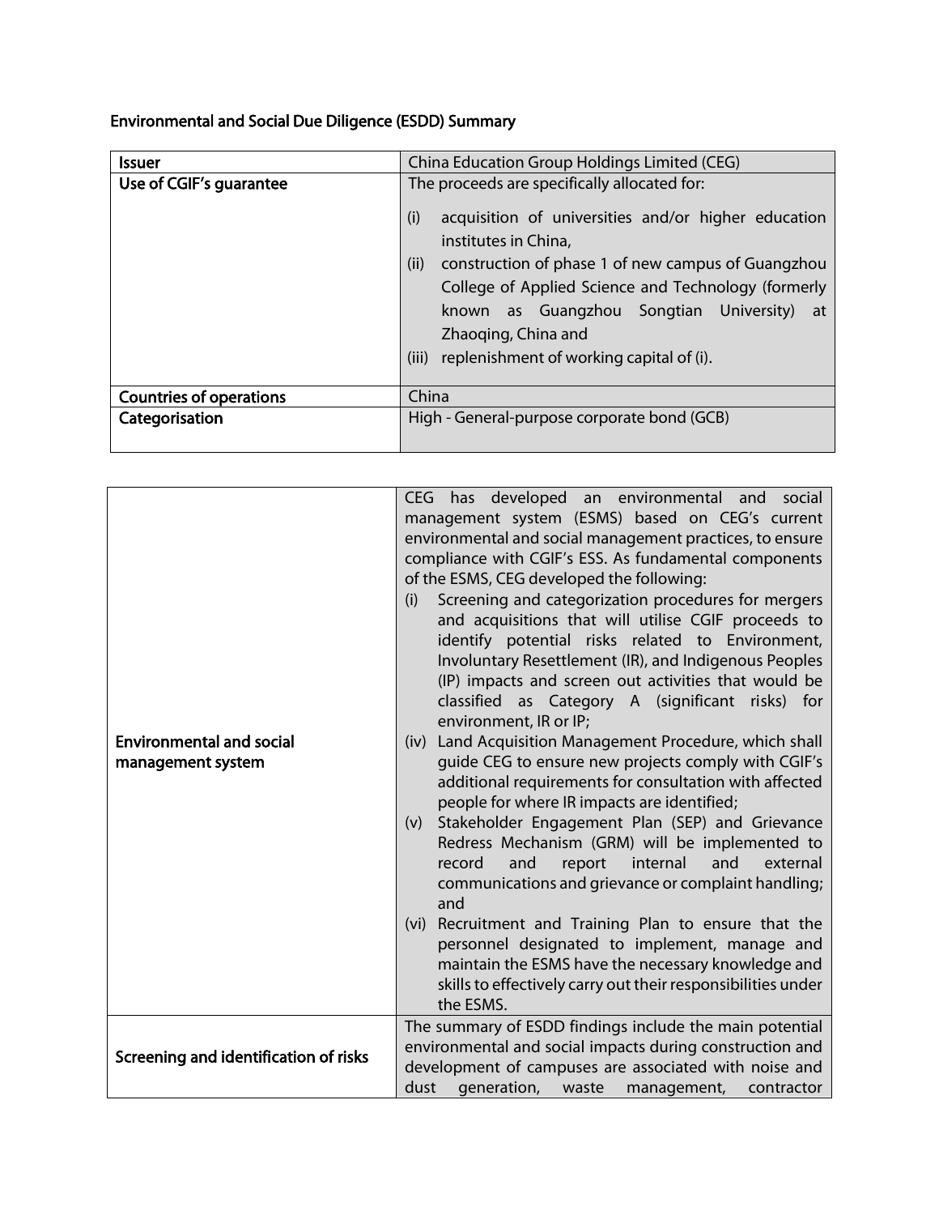## Environmental and Social Due Diligence (ESDD) Summary

| Issuer | China Education Group Holdings Limited (CEG) |
|---|---|
| Use of CGIF's guarantee | The proceeds are specifically allocated for:<br>(i) acquisition of universities and/or higher education institutes in China,<br>(ii) construction of phase 1 of new campus of Guangzhou College of Applied Science and Technology (formerly known as Guangzhou Songtian University) at Zhaoqing, China and<br>(iii) replenishment of working capital of (i). |
| Countries of operations | China |
| Categorisation | High - General-purpose corporate bond (GCB) |

| | |
|---|---|
| Environmental and social management system | CEG has developed an environmental and social management system (ESMS) based on CEG's current environmental and social management practices, to ensure compliance with CGIF's ESS. As fundamental components of the ESMS, CEG developed the following:<br>(i) Screening and categorization procedures for mergers and acquisitions that will utilise CGIF proceeds to identify potential risks related to Environment, Involuntary Resettlement (IR), and Indigenous Peoples (IP) impacts and screen out activities that would be classified as Category A (significant risks) for environment, IR or IP;<br>(iv) Land Acquisition Management Procedure, which shall guide CEG to ensure new projects comply with CGIF's additional requirements for consultation with affected people for where IR impacts are identified;<br>(v) Stakeholder Engagement Plan (SEP) and Grievance Redress Mechanism (GRM) will be implemented to record and report internal and external communications and grievance or complaint handling; and<br>(vi) Recruitment and Training Plan to ensure that the personnel designated to implement, manage and maintain the ESMS have the necessary knowledge and skills to effectively carry out their responsibilities under the ESMS. |
| Screening and identification of risks | The summary of ESDD findings include the main potential environmental and social impacts during construction and development of campuses are associated with noise and dust generation, waste management, contractor |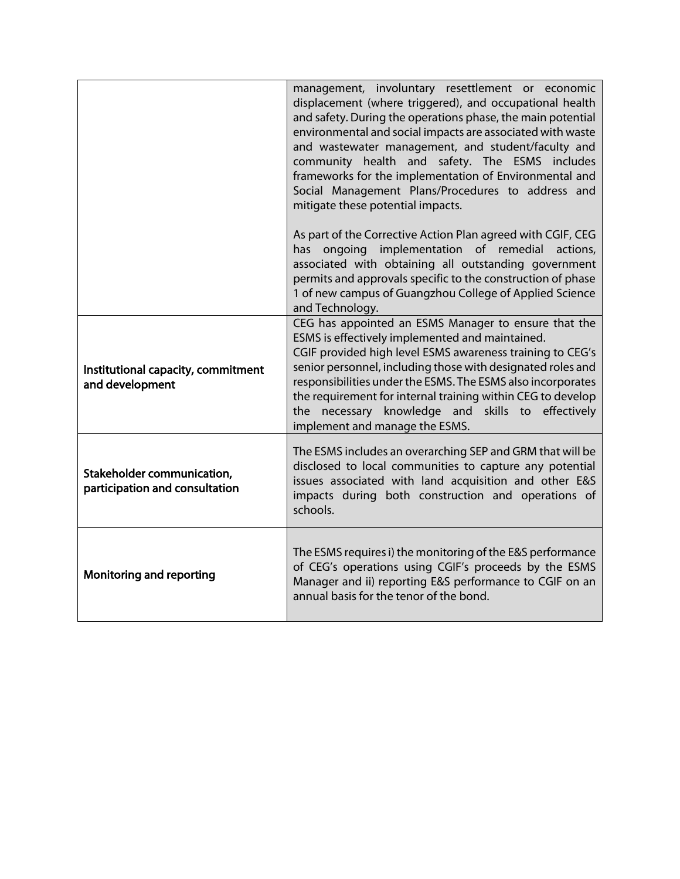| | |
|---|---|
| | management, involuntary resettlement or economic displacement (where triggered), and occupational health and safety. During the operations phase, the main potential environmental and social impacts are associated with waste and wastewater management, and student/faculty and community health and safety. The ESMS includes frameworks for the implementation of Environmental and Social Management Plans/Procedures to address and mitigate these potential impacts.<br><br>As part of the Corrective Action Plan agreed with CGIF, CEG has ongoing implementation of remedial actions, associated with obtaining all outstanding government permits and approvals specific to the construction of phase 1 of new campus of Guangzhou College of Applied Science and Technology. |
| Institutional capacity, commitment and development | CEG has appointed an ESMS Manager to ensure that the ESMS is effectively implemented and maintained.<br>CGIF provided high level ESMS awareness training to CEG's senior personnel, including those with designated roles and responsibilities under the ESMS. The ESMS also incorporates the requirement for internal training within CEG to develop the necessary knowledge and skills to effectively implement and manage the ESMS. |
| Stakeholder communication, participation and consultation | The ESMS includes an overarching SEP and GRM that will be disclosed to local communities to capture any potential issues associated with land acquisition and other E&S impacts during both construction and operations of schools. |
| Monitoring and reporting | The ESMS requires i) the monitoring of the E&S performance of CEG's operations using CGIF's proceeds by the ESMS Manager and ii) reporting E&S performance to CGIF on an annual basis for the tenor of the bond. |